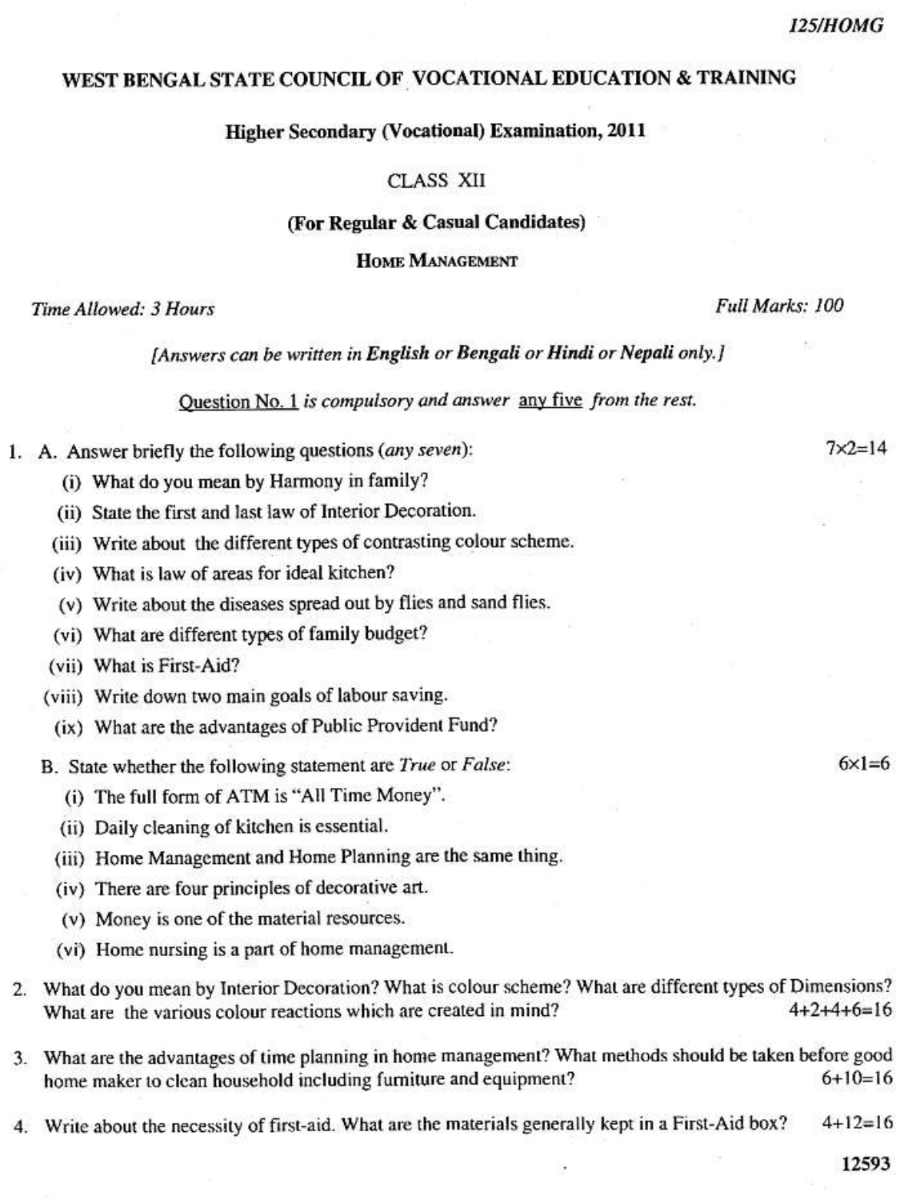125/HOMG

# WEST BENGAL STATE COUNCIL OF VOCATIONAL EDUCATION & TRAINING

## Higher Secondary (Vocational) Examination, 2011

CLASS XII

**(For Regular & Casual Candidates)**

**HOME MANAGEMENT**

*Time Allowed: 3 Hours* — *Full Marks: 100*

*[Answers can be written in **English** or **Bengali** or **Hindi** or **Nepali** only.]*

Question No. 1 *is compulsory and answer* any five *from the rest.*

1. A. Answer briefly the following questions (*any seven*): 7×2=14

   (i) What do you mean by Harmony in family?

   (ii) State the first and last law of Interior Decoration.

   (iii) Write about the different types of contrasting colour scheme.

   (iv) What is law of areas for ideal kitchen?

   (v) Write about the diseases spread out by flies and sand flies.

   (vi) What are different types of family budget?

   (vii) What is First-Aid?

   (viii) Write down two main goals of labour saving.

   (ix) What are the advantages of Public Provident Fund?

   B. State whether the following statement are *True* or *False*: 6×1=6

   (i) The full form of ATM is "All Time Money".

   (ii) Daily cleaning of kitchen is essential.

   (iii) Home Management and Home Planning are the same thing.

   (iv) There are four principles of decorative art.

   (v) Money is one of the material resources.

   (vi) Home nursing is a part of home management.

2. What do you mean by Interior Decoration? What is colour scheme? What are different types of Dimensions? What are the various colour reactions which are created in mind? 4+2+4+6=16

3. What are the advantages of time planning in home management? What methods should be taken before good home maker to clean household including furniture and equipment? 6+10=16

4. Write about the necessity of first-aid. What are the materials generally kept in a First-Aid box? 4+12=16

12593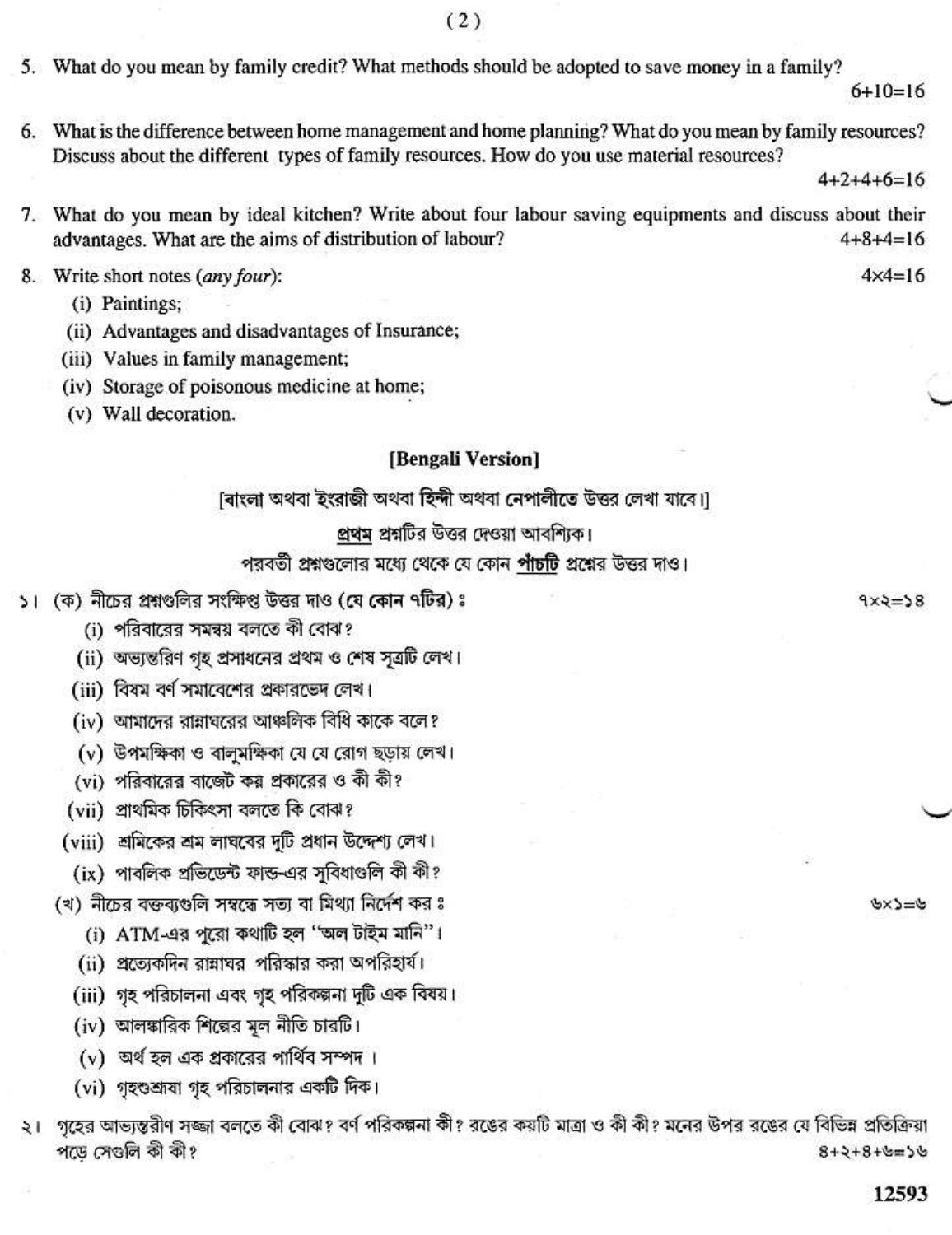5. What do you mean by family credit? What methods should be adopted to save money in a family?

   6+10=16

6. What is the difference between home management and home planning? What do you mean by family resources? Discuss about the different types of family resources. How do you use material resources?

   4+2+4+6=16

7. What do you mean by ideal kitchen? Write about four labour saving equipments and discuss about their advantages. What are the aims of distribution of labour? 4+8+4=16

8. Write short notes (*any four*): 4×4=16
   - (i) Paintings;
   - (ii) Advantages and disadvantages of Insurance;
   - (iii) Values in family management;
   - (iv) Storage of poisonous medicine at home;
   - (v) Wall decoration.

## [Bengali Version]

[বাংলা অথবা ইংরাজী অথবা হিন্দী অথবা নেপালীতে উত্তর লেখা যাবে।]

<u>প্রথম</u> প্রশ্নটির উত্তর দেওয়া আবশ্যিক।

পরবর্তী প্রশ্নগুলোর মধ্যে থেকে যে কোন <u>পাঁচটি</u> প্রশ্নের উত্তর দাও।

১। (ক) নীচের প্রশ্নগুলির সংক্ষিপ্ত উত্তর দাও (**যে কোন ৭টির**)ঃ ৭×২=১৪
   - (i) পরিবারের সমন্বয় বলতে কী বোঝ?
   - (ii) অভ্যন্তরিণ গৃহ প্রসাধনের প্রথম ও শেষ সূত্রটি লেখ।
   - (iii) বিষম বর্ণ সমাবেশের প্রকারভেদ লেখ।
   - (iv) আমাদের রান্নাঘরের আঞ্চলিক বিধি কাকে বলে?
   - (v) উপমক্ষিকা ও বালুমক্ষিকা যে যে রোগ ছড়ায় লেখ।
   - (vi) পরিবারের বাজেট কয় প্রকারের ও কী কী?
   - (vii) প্রাথমিক চিকিৎসা বলতে কি বোঝ?
   - (viii) শ্রমিকের শ্রম লাঘবের দুটি প্রধান উদ্দেশ্য লেখ।
   - (ix) পাবলিক প্রভিডেন্ট ফান্ড-এর সুবিধাগুলি কী কী?

   (খ) নীচের বক্তব্যগুলি সম্বন্ধে সত্য বা মিথ্যা নির্দেশ করঃ ৬×১=৬
   - (i) ATM-এর পুরো কথাটি হল "অল টাইম মানি"।
   - (ii) প্রত্যেকদিন রান্নাঘর পরিস্কার করা অপরিহার্য।
   - (iii) গৃহ পরিচালনা এবং গৃহ পরিকল্পনা দুটি এক বিষয়।
   - (iv) আলঙ্কারিক শিল্পের মূল নীতি চারটি।
   - (v) অর্থ হল এক প্রকারের পার্থিব সম্পদ।
   - (vi) গৃহশুশ্রূষা গৃহ পরিচালনার একটি দিক।

২। গৃহের আভ্যন্তরীণ সজ্জা বলতে কী বোঝ? বর্ণ পরিকল্পনা কী? রঙের কয়টি মাত্রা ও কী কী? মনের উপর রঙের যে বিভিন্ন প্রতিক্রিয়া পড়ে সেগুলি কী কী? ৪+২+৪+৬=১৬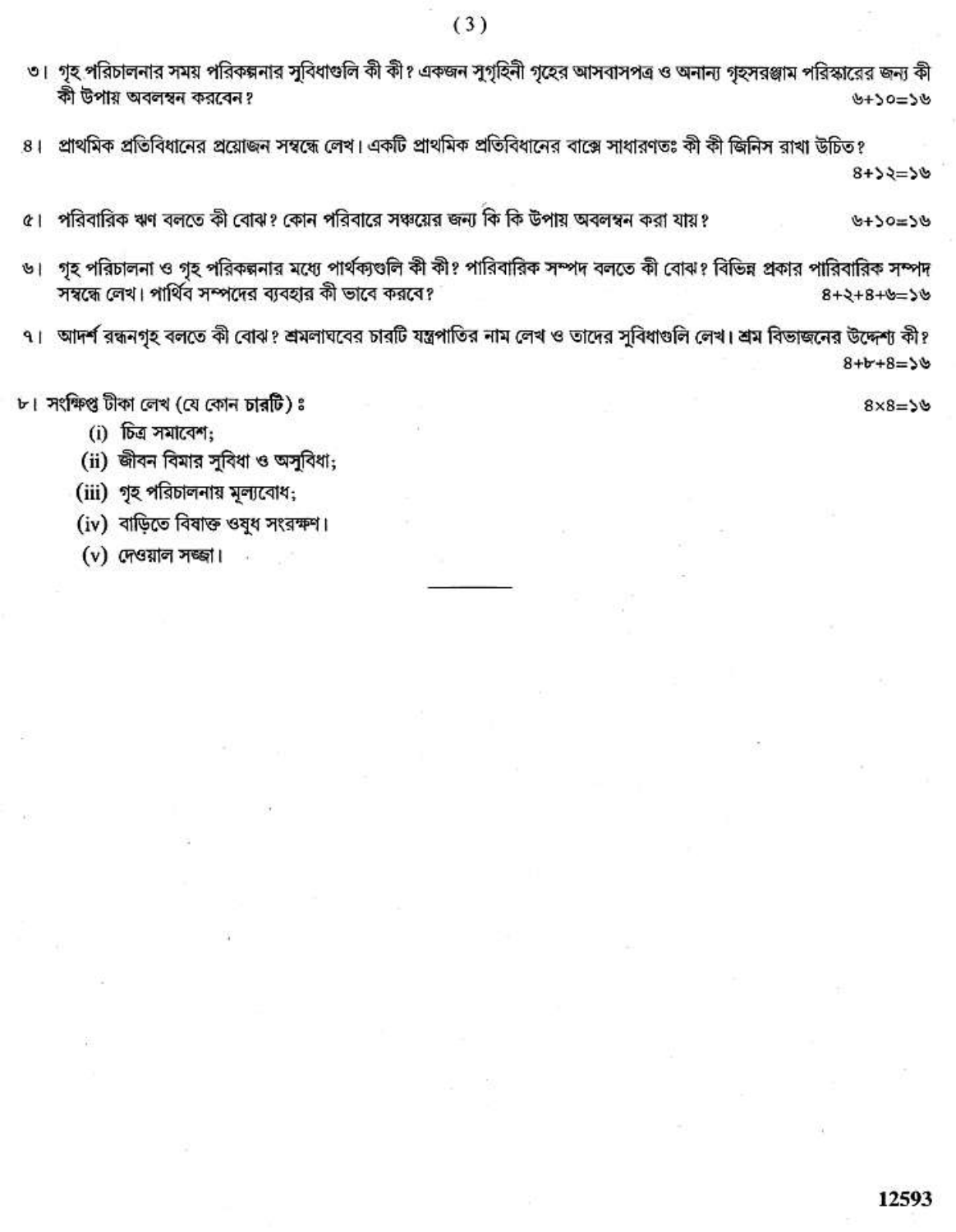৩। গৃহ পরিচালনার সময় পরিকল্পনার সুবিধাগুলি কী কী? একজন সুগৃহিনী গৃহের আসবাসপত্র ও অন্যান্য গৃহসরঞ্জাম পরিস্কারের জন্য কী কী উপায় অবলম্বন করবেন? ৬+১০=১৬

৪। প্রাথমিক প্রতিবিধানের প্রয়োজন সম্বন্ধে লেখ। একটি প্রাথমিক প্রতিবিধানের বাক্সে সাধারণতঃ কী কী জিনিস রাখা উচিত? ৪+১২=১৬

৫। পরিবারিক ঋণ বলতে কী বোঝ? কোন পরিবারে সঞ্চয়ের জন্য কি কি উপায় অবলম্বন করা যায়? ৬+১০=১৬

৬। গৃহ পরিচালনা ও গৃহ পরিকল্পনার মধ্যে পার্থক্যগুলি কী কী? পারিবারিক সম্পদ বলতে কী বোঝ? বিভিন্ন প্রকার পারিবারিক সম্পদ সম্বন্ধে লেখ। পার্থিব সম্পদের ব্যবহার কী ভাবে করবে? ৪+২+৪+৬=১৬

৭। আদর্শ রন্ধনগৃহ বলতে কী বোঝ? শ্রমলাঘবের চারটি যন্ত্রপাতির নাম লেখ ও তাদের সুবিধাগুলি লেখ। শ্রম বিভাজনের উদ্দেশ্য কী? ৪+৮+৪=১৬

৮। সংক্ষিপ্ত টীকা লেখ (যে কোন চারটি) ঃ ৪×৪=১৬

(i) চিত্র সমাবেশ;

(ii) জীবন বিমার সুবিধা ও অসুবিধা;

(iii) গৃহ পরিচালনায় মূল্যবোধ;

(iv) বাড়িতে বিষাক্ত ওষুধ সংরক্ষণ।

(v) দেওয়াল সজ্জা।

---

12593